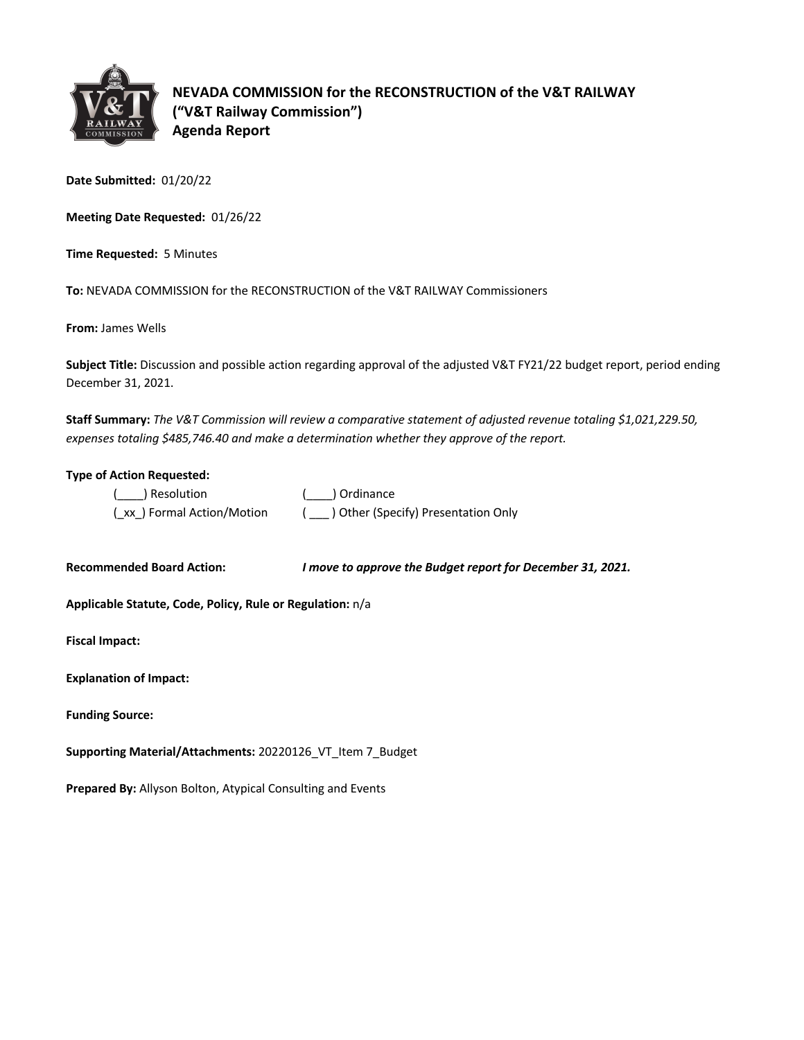# NEVADA COMMISSION for the RECONSTRUCTION of the V&T RAILWAY
## ("V&T Railway Commission")
## Agenda Report

**Date Submitted:** 01/20/22

**Meeting Date Requested:** 01/26/22

**Time Requested:** 5 Minutes

**To:** NEVADA COMMISSION for the RECONSTRUCTION of the V&T RAILWAY Commissioners

**From:** James Wells

**Subject Title:** Discussion and possible action regarding approval of the adjusted V&T FY21/22 budget report, period ending December 31, 2021.

**Staff Summary:** *The V&T Commission will review a comparative statement of adjusted revenue totaling $1,021,229.50, expenses totaling $485,746.40 and make a determination whether they approve of the report.*

**Type of Action Requested:**

(____) Resolution (____) Ordinance

(_xx_) Formal Action/Motion ( ___ ) Other (Specify) Presentation Only

**Recommended Board Action:** ***I move to approve the Budget report for December 31, 2021.***

**Applicable Statute, Code, Policy, Rule or Regulation:** n/a

**Fiscal Impact:**

**Explanation of Impact:**

**Funding Source:**

**Supporting Material/Attachments:** 20220126_VT_Item 7_Budget

**Prepared By:** Allyson Bolton, Atypical Consulting and Events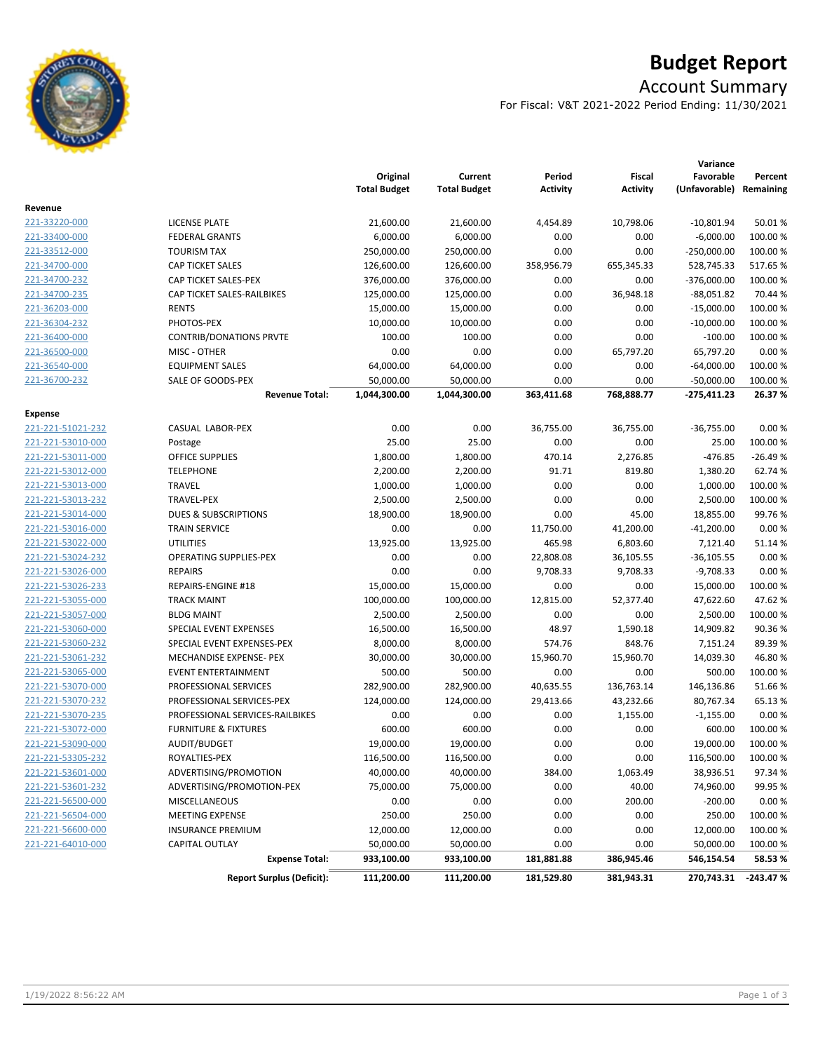# Budget Report

## Account Summary

For Fiscal: V&T 2021-2022 Period Ending: 11/30/2021

| | | Original Total Budget | Current Total Budget | Period Activity | Fiscal Activity | Variance Favorable (Unfavorable) | Percent Remaining |
|---|---|---|---|---|---|---|---|
| **Revenue** | | | | | | | |
| 221-33220-000 | LICENSE PLATE | 21,600.00 | 21,600.00 | 4,454.89 | 10,798.06 | -10,801.94 | 50.01 % |
| 221-33400-000 | FEDERAL GRANTS | 6,000.00 | 6,000.00 | 0.00 | 0.00 | -6,000.00 | 100.00 % |
| 221-33512-000 | TOURISM TAX | 250,000.00 | 250,000.00 | 0.00 | 0.00 | -250,000.00 | 100.00 % |
| 221-34700-000 | CAP TICKET SALES | 126,600.00 | 126,600.00 | 358,956.79 | 655,345.33 | 528,745.33 | 517.65 % |
| 221-34700-232 | CAP TICKET SALES-PEX | 376,000.00 | 376,000.00 | 0.00 | 0.00 | -376,000.00 | 100.00 % |
| 221-34700-235 | CAP TICKET SALES-RAILBIKES | 125,000.00 | 125,000.00 | 0.00 | 36,948.18 | -88,051.82 | 70.44 % |
| 221-36203-000 | RENTS | 15,000.00 | 15,000.00 | 0.00 | 0.00 | -15,000.00 | 100.00 % |
| 221-36304-232 | PHOTOS-PEX | 10,000.00 | 10,000.00 | 0.00 | 0.00 | -10,000.00 | 100.00 % |
| 221-36400-000 | CONTRIB/DONATIONS PRVTE | 100.00 | 100.00 | 0.00 | 0.00 | -100.00 | 100.00 % |
| 221-36500-000 | MISC - OTHER | 0.00 | 0.00 | 0.00 | 65,797.20 | 65,797.20 | 0.00 % |
| 221-36540-000 | EQUIPMENT SALES | 64,000.00 | 64,000.00 | 0.00 | 0.00 | -64,000.00 | 100.00 % |
| 221-36700-232 | SALE OF GOODS-PEX | 50,000.00 | 50,000.00 | 0.00 | 0.00 | -50,000.00 | 100.00 % |
| | **Revenue Total:** | **1,044,300.00** | **1,044,300.00** | **363,411.68** | **768,888.77** | **-275,411.23** | **26.37 %** |
| **Expense** | | | | | | | |
| 221-221-51021-232 | CASUAL LABOR-PEX | 0.00 | 0.00 | 36,755.00 | 36,755.00 | -36,755.00 | 0.00 % |
| 221-221-53010-000 | Postage | 25.00 | 25.00 | 0.00 | 0.00 | 25.00 | 100.00 % |
| 221-221-53011-000 | OFFICE SUPPLIES | 1,800.00 | 1,800.00 | 470.14 | 2,276.85 | -476.85 | -26.49 % |
| 221-221-53012-000 | TELEPHONE | 2,200.00 | 2,200.00 | 91.71 | 819.80 | 1,380.20 | 62.74 % |
| 221-221-53013-000 | TRAVEL | 1,000.00 | 1,000.00 | 0.00 | 0.00 | 1,000.00 | 100.00 % |
| 221-221-53013-232 | TRAVEL-PEX | 2,500.00 | 2,500.00 | 0.00 | 0.00 | 2,500.00 | 100.00 % |
| 221-221-53014-000 | DUES & SUBSCRIPTIONS | 18,900.00 | 18,900.00 | 0.00 | 45.00 | 18,855.00 | 99.76 % |
| 221-221-53016-000 | TRAIN SERVICE | 0.00 | 0.00 | 11,750.00 | 41,200.00 | -41,200.00 | 0.00 % |
| 221-221-53022-000 | UTILITIES | 13,925.00 | 13,925.00 | 465.98 | 6,803.60 | 7,121.40 | 51.14 % |
| 221-221-53024-232 | OPERATING SUPPLIES-PEX | 0.00 | 0.00 | 22,808.08 | 36,105.55 | -36,105.55 | 0.00 % |
| 221-221-53026-000 | REPAIRS | 0.00 | 0.00 | 9,708.33 | 9,708.33 | -9,708.33 | 0.00 % |
| 221-221-53026-233 | REPAIRS-ENGINE #18 | 15,000.00 | 15,000.00 | 0.00 | 0.00 | 15,000.00 | 100.00 % |
| 221-221-53055-000 | TRACK MAINT | 100,000.00 | 100,000.00 | 12,815.00 | 52,377.40 | 47,622.60 | 47.62 % |
| 221-221-53057-000 | BLDG MAINT | 2,500.00 | 2,500.00 | 0.00 | 0.00 | 2,500.00 | 100.00 % |
| 221-221-53060-000 | SPECIAL EVENT EXPENSES | 16,500.00 | 16,500.00 | 48.97 | 1,590.18 | 14,909.82 | 90.36 % |
| 221-221-53060-232 | SPECIAL EVENT EXPENSES-PEX | 8,000.00 | 8,000.00 | 574.76 | 848.76 | 7,151.24 | 89.39 % |
| 221-221-53061-232 | MECHANDISE EXPENSE- PEX | 30,000.00 | 30,000.00 | 15,960.70 | 15,960.70 | 14,039.30 | 46.80 % |
| 221-221-53065-000 | EVENT ENTERTAINMENT | 500.00 | 500.00 | 0.00 | 0.00 | 500.00 | 100.00 % |
| 221-221-53070-000 | PROFESSIONAL SERVICES | 282,900.00 | 282,900.00 | 40,635.55 | 136,763.14 | 146,136.86 | 51.66 % |
| 221-221-53070-232 | PROFESSIONAL SERVICES-PEX | 124,000.00 | 124,000.00 | 29,413.66 | 43,232.66 | 80,767.34 | 65.13 % |
| 221-221-53070-235 | PROFESSIONAL SERVICES-RAILBIKES | 0.00 | 0.00 | 0.00 | 1,155.00 | -1,155.00 | 0.00 % |
| 221-221-53072-000 | FURNITURE & FIXTURES | 600.00 | 600.00 | 0.00 | 0.00 | 600.00 | 100.00 % |
| 221-221-53090-000 | AUDIT/BUDGET | 19,000.00 | 19,000.00 | 0.00 | 0.00 | 19,000.00 | 100.00 % |
| 221-221-53305-232 | ROYALTIES-PEX | 116,500.00 | 116,500.00 | 0.00 | 0.00 | 116,500.00 | 100.00 % |
| 221-221-53601-000 | ADVERTISING/PROMOTION | 40,000.00 | 40,000.00 | 384.00 | 1,063.49 | 38,936.51 | 97.34 % |
| 221-221-53601-232 | ADVERTISING/PROMOTION-PEX | 75,000.00 | 75,000.00 | 0.00 | 40.00 | 74,960.00 | 99.95 % |
| 221-221-56500-000 | MISCELLANEOUS | 0.00 | 0.00 | 0.00 | 200.00 | -200.00 | 0.00 % |
| 221-221-56504-000 | MEETING EXPENSE | 250.00 | 250.00 | 0.00 | 0.00 | 250.00 | 100.00 % |
| 221-221-56600-000 | INSURANCE PREMIUM | 12,000.00 | 12,000.00 | 0.00 | 0.00 | 12,000.00 | 100.00 % |
| 221-221-64010-000 | CAPITAL OUTLAY | 50,000.00 | 50,000.00 | 0.00 | 0.00 | 50,000.00 | 100.00 % |
| | **Expense Total:** | **933,100.00** | **933,100.00** | **181,881.88** | **386,945.46** | **546,154.54** | **58.53 %** |
| | **Report Surplus (Deficit):** | **111,200.00** | **111,200.00** | **181,529.80** | **381,943.31** | **270,743.31** | **-243.47 %** |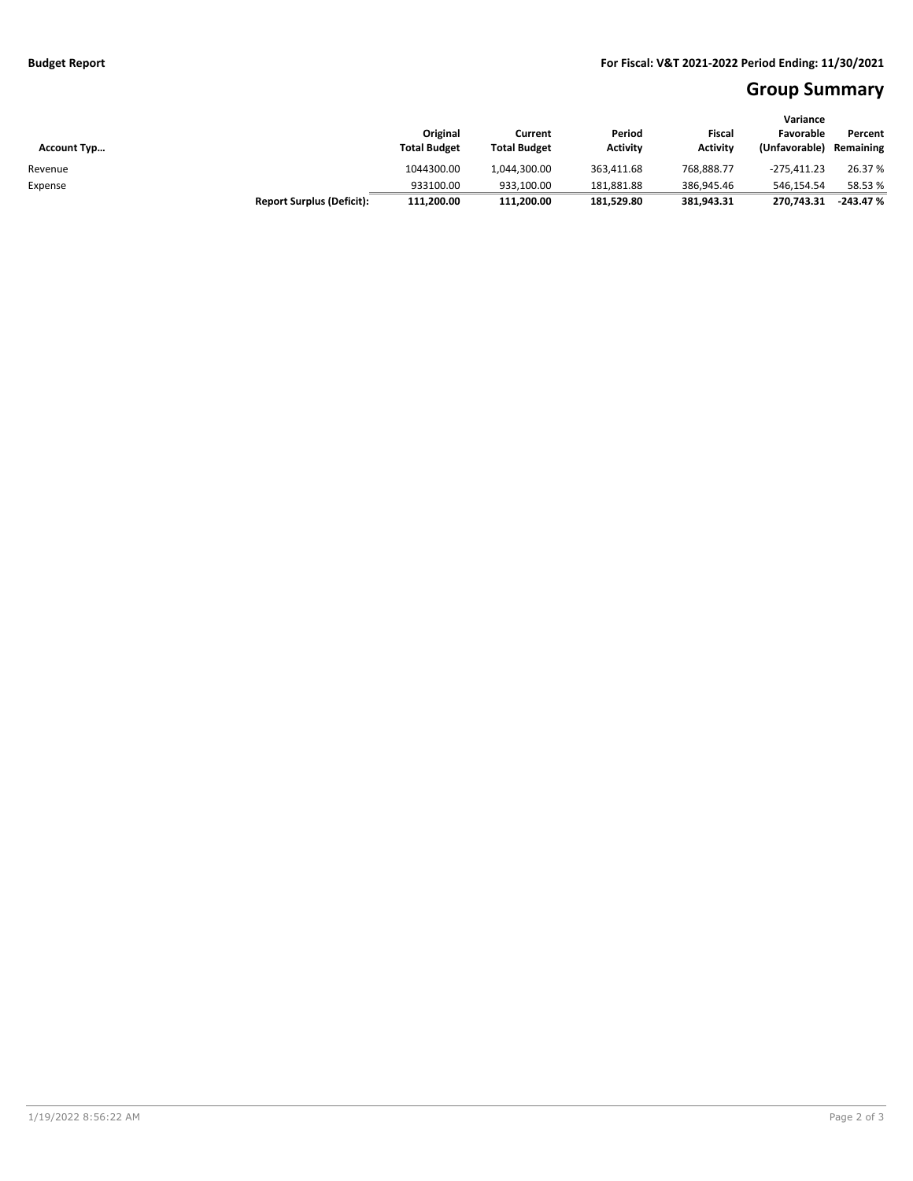**Budget Report** **For Fiscal: V&T 2021-2022 Period Ending: 11/30/2021**

# Group Summary

| Account Typ… | | Original Total Budget | Current Total Budget | Period Activity | Fiscal Activity | Variance Favorable (Unfavorable) | Percent Remaining |
|---|---|---|---|---|---|---|---|
| Revenue | | 1044300.00 | 1,044,300.00 | 363,411.68 | 768,888.77 | -275,411.23 | 26.37 % |
| Expense | | 933100.00 | 933,100.00 | 181,881.88 | 386,945.46 | 546,154.54 | 58.53 % |
| | **Report Surplus (Deficit):** | **111,200.00** | **111,200.00** | **181,529.80** | **381,943.31** | **270,743.31** | **-243.47 %** |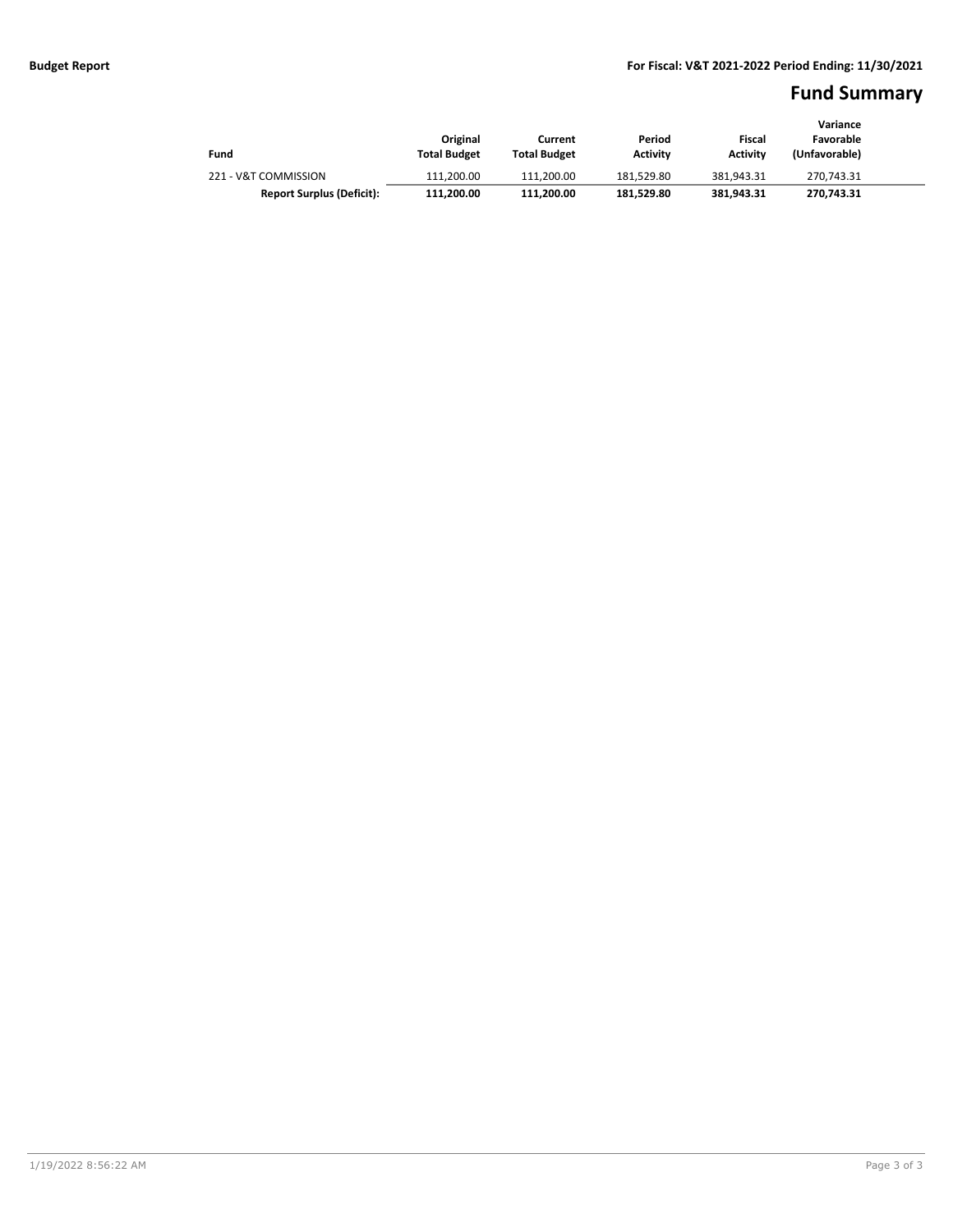**Budget Report** **For Fiscal: V&T 2021-2022 Period Ending: 11/30/2021**

# Fund Summary

| Fund | Original Total Budget | Current Total Budget | Period Activity | Fiscal Activity | Variance Favorable (Unfavorable) |
|---|---|---|---|---|---|
| 221 - V&T COMMISSION | 111,200.00 | 111,200.00 | 181,529.80 | 381,943.31 | 270,743.31 |
| **Report Surplus (Deficit):** | **111,200.00** | **111,200.00** | **181,529.80** | **381,943.31** | **270,743.31** |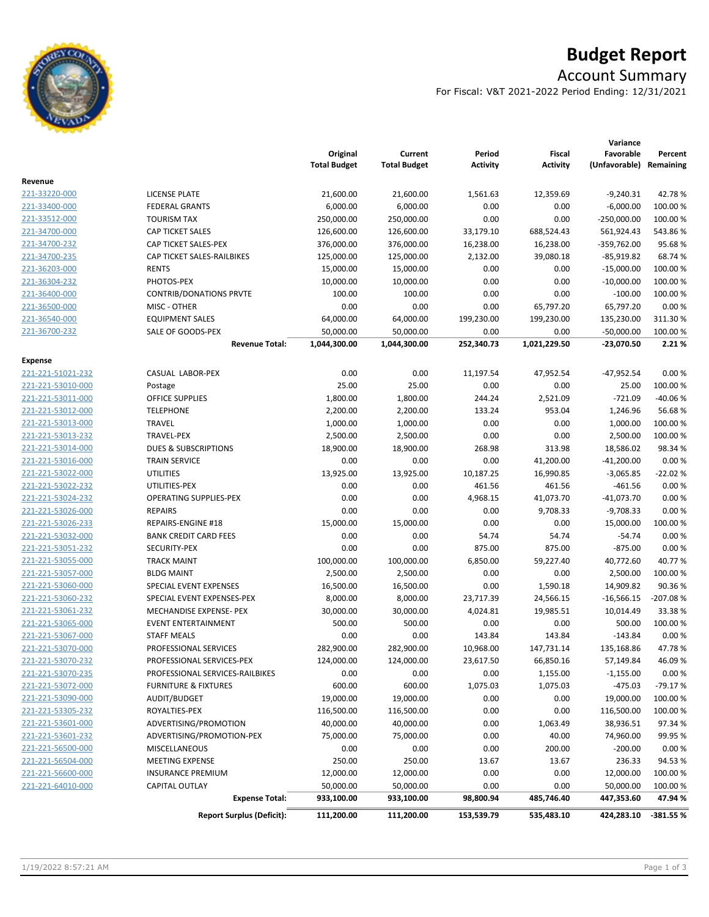# Budget Report

## Account Summary

For Fiscal: V&T 2021-2022 Period Ending: 12/31/2021

| | | Original Total Budget | Current Total Budget | Period Activity | Fiscal Activity | Variance Favorable (Unfavorable) | Percent Remaining |
|---|---|---|---|---|---|---|---|
| **Revenue** | | | | | | | |
| 221-33220-000 | LICENSE PLATE | 21,600.00 | 21,600.00 | 1,561.63 | 12,359.69 | -9,240.31 | 42.78 % |
| 221-33400-000 | FEDERAL GRANTS | 6,000.00 | 6,000.00 | 0.00 | 0.00 | -6,000.00 | 100.00 % |
| 221-33512-000 | TOURISM TAX | 250,000.00 | 250,000.00 | 0.00 | 0.00 | -250,000.00 | 100.00 % |
| 221-34700-000 | CAP TICKET SALES | 126,600.00 | 126,600.00 | 33,179.10 | 688,524.43 | 561,924.43 | 543.86 % |
| 221-34700-232 | CAP TICKET SALES-PEX | 376,000.00 | 376,000.00 | 16,238.00 | 16,238.00 | -359,762.00 | 95.68 % |
| 221-34700-235 | CAP TICKET SALES-RAILBIKES | 125,000.00 | 125,000.00 | 2,132.00 | 39,080.18 | -85,919.82 | 68.74 % |
| 221-36203-000 | RENTS | 15,000.00 | 15,000.00 | 0.00 | 0.00 | -15,000.00 | 100.00 % |
| 221-36304-232 | PHOTOS-PEX | 10,000.00 | 10,000.00 | 0.00 | 0.00 | -10,000.00 | 100.00 % |
| 221-36400-000 | CONTRIB/DONATIONS PRVTE | 100.00 | 100.00 | 0.00 | 0.00 | -100.00 | 100.00 % |
| 221-36500-000 | MISC - OTHER | 0.00 | 0.00 | 0.00 | 65,797.20 | 65,797.20 | 0.00 % |
| 221-36540-000 | EQUIPMENT SALES | 64,000.00 | 64,000.00 | 199,230.00 | 199,230.00 | 135,230.00 | 311.30 % |
| 221-36700-232 | SALE OF GOODS-PEX | 50,000.00 | 50,000.00 | 0.00 | 0.00 | -50,000.00 | 100.00 % |
| | **Revenue Total:** | **1,044,300.00** | **1,044,300.00** | **252,340.73** | **1,021,229.50** | **-23,070.50** | **2.21 %** |
| **Expense** | | | | | | | |
| 221-221-51021-232 | CASUAL LABOR-PEX | 0.00 | 0.00 | 11,197.54 | 47,952.54 | -47,952.54 | 0.00 % |
| 221-221-53010-000 | Postage | 25.00 | 25.00 | 0.00 | 0.00 | 25.00 | 100.00 % |
| 221-221-53011-000 | OFFICE SUPPLIES | 1,800.00 | 1,800.00 | 244.24 | 2,521.09 | -721.09 | -40.06 % |
| 221-221-53012-000 | TELEPHONE | 2,200.00 | 2,200.00 | 133.24 | 953.04 | 1,246.96 | 56.68 % |
| 221-221-53013-000 | TRAVEL | 1,000.00 | 1,000.00 | 0.00 | 0.00 | 1,000.00 | 100.00 % |
| 221-221-53013-232 | TRAVEL-PEX | 2,500.00 | 2,500.00 | 0.00 | 0.00 | 2,500.00 | 100.00 % |
| 221-221-53014-000 | DUES & SUBSCRIPTIONS | 18,900.00 | 18,900.00 | 268.98 | 313.98 | 18,586.02 | 98.34 % |
| 221-221-53016-000 | TRAIN SERVICE | 0.00 | 0.00 | 0.00 | 41,200.00 | -41,200.00 | 0.00 % |
| 221-221-53022-000 | UTILITIES | 13,925.00 | 13,925.00 | 10,187.25 | 16,990.85 | -3,065.85 | -22.02 % |
| 221-221-53022-232 | UTILITIES-PEX | 0.00 | 0.00 | 461.56 | 461.56 | -461.56 | 0.00 % |
| 221-221-53024-232 | OPERATING SUPPLIES-PEX | 0.00 | 0.00 | 4,968.15 | 41,073.70 | -41,073.70 | 0.00 % |
| 221-221-53026-000 | REPAIRS | 0.00 | 0.00 | 0.00 | 9,708.33 | -9,708.33 | 0.00 % |
| 221-221-53026-233 | REPAIRS-ENGINE #18 | 15,000.00 | 15,000.00 | 0.00 | 0.00 | 15,000.00 | 100.00 % |
| 221-221-53032-000 | BANK CREDIT CARD FEES | 0.00 | 0.00 | 54.74 | 54.74 | -54.74 | 0.00 % |
| 221-221-53051-232 | SECURITY-PEX | 0.00 | 0.00 | 875.00 | 875.00 | -875.00 | 0.00 % |
| 221-221-53055-000 | TRACK MAINT | 100,000.00 | 100,000.00 | 6,850.00 | 59,227.40 | 40,772.60 | 40.77 % |
| 221-221-53057-000 | BLDG MAINT | 2,500.00 | 2,500.00 | 0.00 | 0.00 | 2,500.00 | 100.00 % |
| 221-221-53060-000 | SPECIAL EVENT EXPENSES | 16,500.00 | 16,500.00 | 0.00 | 1,590.18 | 14,909.82 | 90.36 % |
| 221-221-53060-232 | SPECIAL EVENT EXPENSES-PEX | 8,000.00 | 8,000.00 | 23,717.39 | 24,566.15 | -16,566.15 | -207.08 % |
| 221-221-53061-232 | MECHANDISE EXPENSE- PEX | 30,000.00 | 30,000.00 | 4,024.81 | 19,985.51 | 10,014.49 | 33.38 % |
| 221-221-53065-000 | EVENT ENTERTAINMENT | 500.00 | 500.00 | 0.00 | 0.00 | 500.00 | 100.00 % |
| 221-221-53067-000 | STAFF MEALS | 0.00 | 0.00 | 143.84 | 143.84 | -143.84 | 0.00 % |
| 221-221-53070-000 | PROFESSIONAL SERVICES | 282,900.00 | 282,900.00 | 10,968.00 | 147,731.14 | 135,168.86 | 47.78 % |
| 221-221-53070-232 | PROFESSIONAL SERVICES-PEX | 124,000.00 | 124,000.00 | 23,617.50 | 66,850.16 | 57,149.84 | 46.09 % |
| 221-221-53070-235 | PROFESSIONAL SERVICES-RAILBIKES | 0.00 | 0.00 | 0.00 | 1,155.00 | -1,155.00 | 0.00 % |
| 221-221-53072-000 | FURNITURE & FIXTURES | 600.00 | 600.00 | 1,075.03 | 1,075.03 | -475.03 | -79.17 % |
| 221-221-53090-000 | AUDIT/BUDGET | 19,000.00 | 19,000.00 | 0.00 | 0.00 | 19,000.00 | 100.00 % |
| 221-221-53305-232 | ROYALTIES-PEX | 116,500.00 | 116,500.00 | 0.00 | 0.00 | 116,500.00 | 100.00 % |
| 221-221-53601-000 | ADVERTISING/PROMOTION | 40,000.00 | 40,000.00 | 0.00 | 1,063.49 | 38,936.51 | 97.34 % |
| 221-221-53601-232 | ADVERTISING/PROMOTION-PEX | 75,000.00 | 75,000.00 | 0.00 | 40.00 | 74,960.00 | 99.95 % |
| 221-221-56500-000 | MISCELLANEOUS | 0.00 | 0.00 | 0.00 | 200.00 | -200.00 | 0.00 % |
| 221-221-56504-000 | MEETING EXPENSE | 250.00 | 250.00 | 13.67 | 13.67 | 236.33 | 94.53 % |
| 221-221-56600-000 | INSURANCE PREMIUM | 12,000.00 | 12,000.00 | 0.00 | 0.00 | 12,000.00 | 100.00 % |
| 221-221-64010-000 | CAPITAL OUTLAY | 50,000.00 | 50,000.00 | 0.00 | 0.00 | 50,000.00 | 100.00 % |
| | **Expense Total:** | **933,100.00** | **933,100.00** | **98,800.94** | **485,746.40** | **447,353.60** | **47.94 %** |
| | **Report Surplus (Deficit):** | **111,200.00** | **111,200.00** | **153,539.79** | **535,483.10** | **424,283.10** | **-381.55 %** |

1/19/2022 8:57:21 AM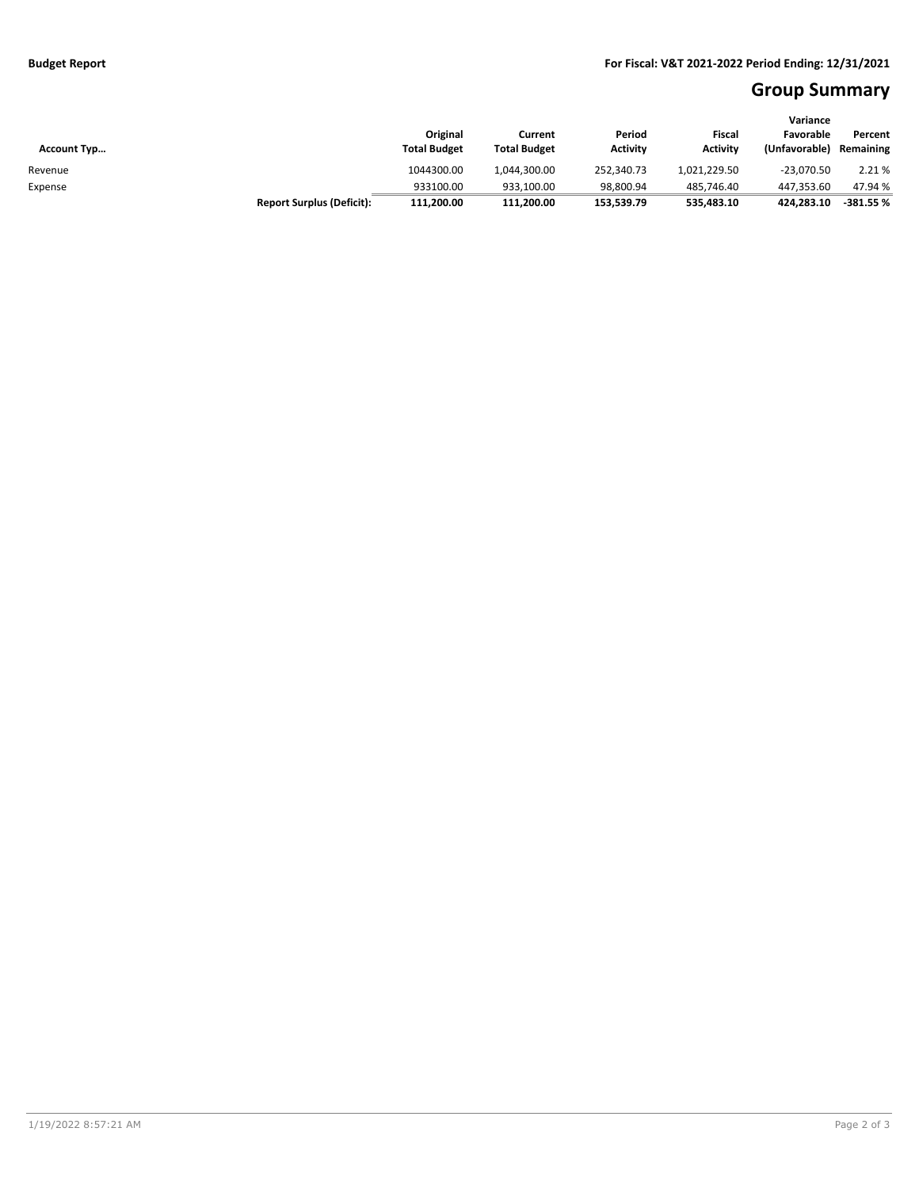**Budget Report** — **For Fiscal: V&T 2021-2022 Period Ending: 12/31/2021**

# Group Summary

| Account Typ… | | Original Total Budget | Current Total Budget | Period Activity | Fiscal Activity | Variance Favorable (Unfavorable) | Percent Remaining |
|---|---|---|---|---|---|---|---|
| Revenue | | 1044300.00 | 1,044,300.00 | 252,340.73 | 1,021,229.50 | -23,070.50 | 2.21 % |
| Expense | | 933100.00 | 933,100.00 | 98,800.94 | 485,746.40 | 447,353.60 | 47.94 % |
| | **Report Surplus (Deficit):** | **111,200.00** | **111,200.00** | **153,539.79** | **535,483.10** | **424,283.10** | **-381.55 %** |

1/19/2022 8:57:21 AM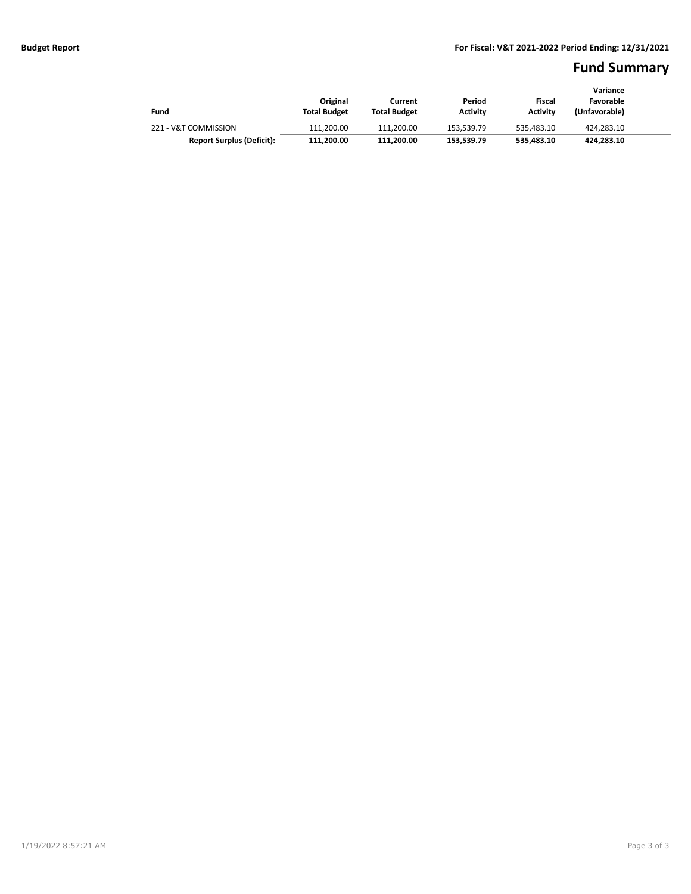**Budget Report**

**For Fiscal: V&T 2021-2022 Period Ending: 12/31/2021**

# Fund Summary

| Fund | Original Total Budget | Current Total Budget | Period Activity | Fiscal Activity | Variance Favorable (Unfavorable) |
|---|---|---|---|---|---|
| 221 - V&T COMMISSION | 111,200.00 | 111,200.00 | 153,539.79 | 535,483.10 | 424,283.10 |
| **Report Surplus (Deficit):** | **111,200.00** | **111,200.00** | **153,539.79** | **535,483.10** | **424,283.10** |

1/19/2022 8:57:21 AM